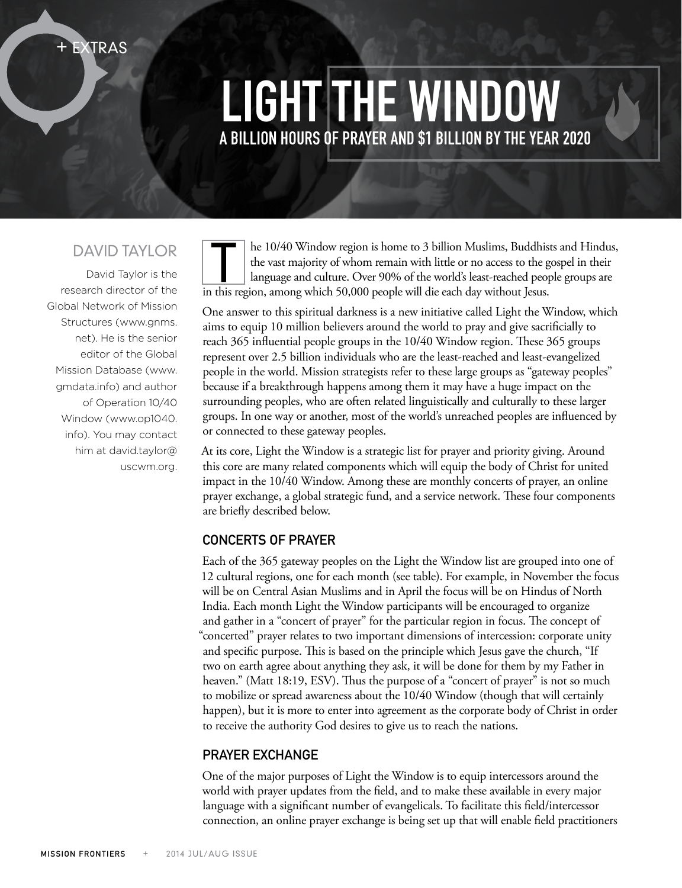+ EXTRAS

# LIGHT THE WINDOW

## A BILLION HOURS OF PRAYER AND $1 BILLION BY THE YEAR 2020

### DAVID TAYLOR

David Taylor is the research director of the Global Network of Mission Structures (www.gnms.net). He is the senior editor of the Global Mission Database (www.gmdata.info) and author of Operation 10/40 Window (www.op1040.info). You may contact him at david.taylor@uscwm.org.

The 10/40 Window region is home to 3 billion Muslims, Buddhists and Hindus, the vast majority of whom remain with little or no access to the gospel in their language and culture. Over 90% of the world's least-reached people groups are in this region, among which 50,000 people will die each day without Jesus.

One answer to this spiritual darkness is a new initiative called Light the Window, which aims to equip 10 million believers around the world to pray and give sacrificially to reach 365 influential people groups in the 10/40 Window region. These 365 groups represent over 2.5 billion individuals who are the least-reached and least-evangelized people in the world. Mission strategists refer to these large groups as "gateway peoples" because if a breakthrough happens among them it may have a huge impact on the surrounding peoples, who are often related linguistically and culturally to these larger groups. In one way or another, most of the world's unreached peoples are influenced by or connected to these gateway peoples.

At its core, Light the Window is a strategic list for prayer and priority giving. Around this core are many related components which will equip the body of Christ for united impact in the 10/40 Window. Among these are monthly concerts of prayer, an online prayer exchange, a global strategic fund, and a service network. These four components are briefly described below.

### CONCERTS OF PRAYER

Each of the 365 gateway peoples on the Light the Window list are grouped into one of 12 cultural regions, one for each month (see table). For example, in November the focus will be on Central Asian Muslims and in April the focus will be on Hindus of North India. Each month Light the Window participants will be encouraged to organize and gather in a "concert of prayer" for the particular region in focus. The concept of "concerted" prayer relates to two important dimensions of intercession: corporate unity and specific purpose. This is based on the principle which Jesus gave the church, "If two on earth agree about anything they ask, it will be done for them by my Father in heaven." (Matt 18:19, ESV). Thus the purpose of a "concert of prayer" is not so much to mobilize or spread awareness about the 10/40 Window (though that will certainly happen), but it is more to enter into agreement as the corporate body of Christ in order to receive the authority God desires to give us to reach the nations.

### PRAYER EXCHANGE

One of the major purposes of Light the Window is to equip intercessors around the world with prayer updates from the field, and to make these available in every major language with a significant number of evangelicals. To facilitate this field/intercessor connection, an online prayer exchange is being set up that will enable field practitioners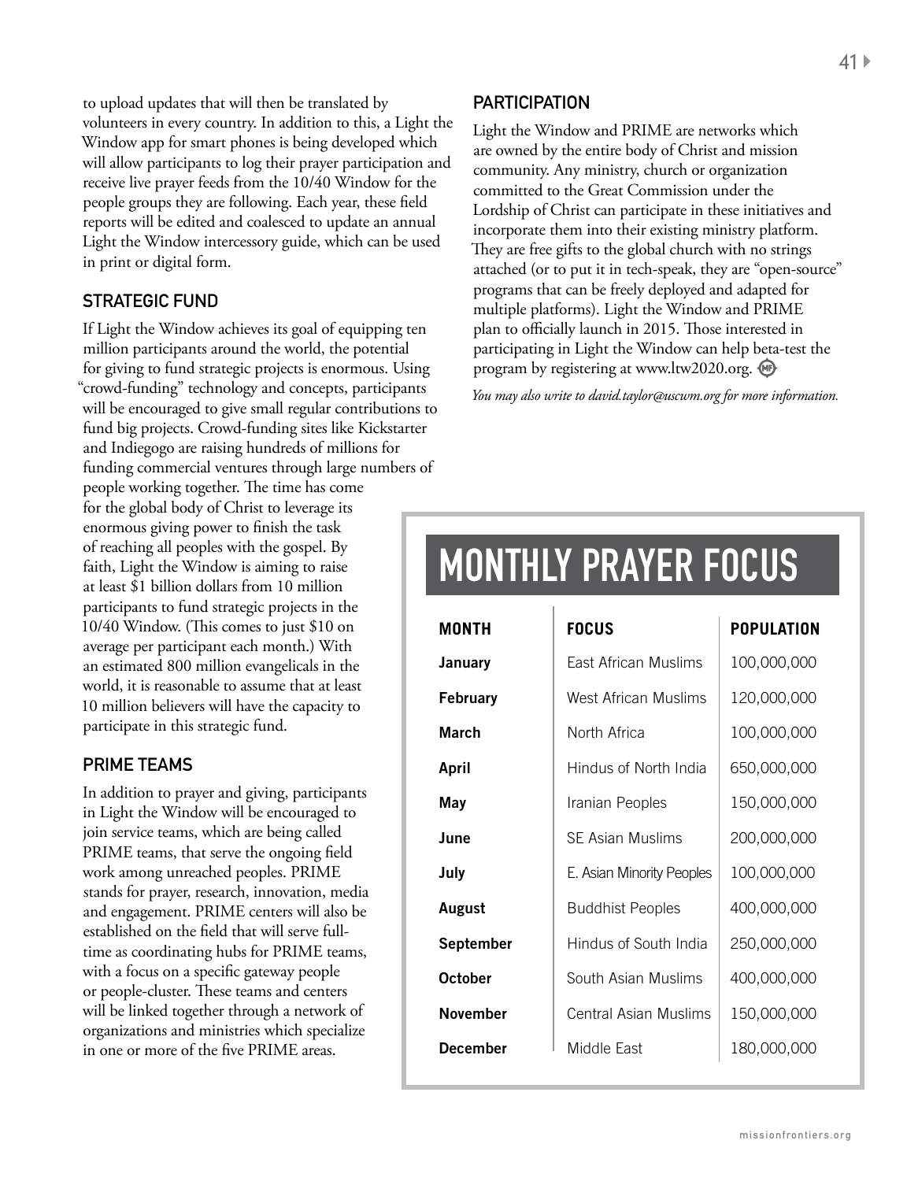to upload updates that will then be translated by volunteers in every country. In addition to this, a Light the Window app for smart phones is being developed which will allow participants to log their prayer participation and receive live prayer feeds from the 10/40 Window for the people groups they are following. Each year, these field reports will be edited and coalesced to update an annual Light the Window intercessory guide, which can be used in print or digital form.

### STRATEGIC FUND

If Light the Window achieves its goal of equipping ten million participants around the world, the potential for giving to fund strategic projects is enormous. Using "crowd-funding" technology and concepts, participants will be encouraged to give small regular contributions to fund big projects. Crowd-funding sites like Kickstarter and Indiegogo are raising hundreds of millions for funding commercial ventures through large numbers of people working together. The time has come for the global body of Christ to leverage its enormous giving power to finish the task of reaching all peoples with the gospel. By faith, Light the Window is aiming to raise at least $1 billion dollars from 10 million participants to fund strategic projects in the 10/40 Window. (This comes to just $10 on average per participant each month.) With an estimated 800 million evangelicals in the world, it is reasonable to assume that at least 10 million believers will have the capacity to participate in this strategic fund.

### PRIME TEAMS

In addition to prayer and giving, participants in Light the Window will be encouraged to join service teams, which are being called PRIME teams, that serve the ongoing field work among unreached peoples. PRIME stands for prayer, research, innovation, media and engagement. PRIME centers will also be established on the field that will serve full-time as coordinating hubs for PRIME teams, with a focus on a specific gateway people or people-cluster. These teams and centers will be linked together through a network of organizations and ministries which specialize in one or more of the five PRIME areas.

### PARTICIPATION

Light the Window and PRIME are networks which are owned by the entire body of Christ and mission community. Any ministry, church or organization committed to the Great Commission under the Lordship of Christ can participate in these initiatives and incorporate them into their existing ministry platform. They are free gifts to the global church with no strings attached (or to put it in tech-speak, they are "open-source" programs that can be freely deployed and adapted for multiple platforms). Light the Window and PRIME plan to officially launch in 2015. Those interested in participating in Light the Window can help beta-test the program by registering at www.ltw2020.org.

*You may also write to david.taylor@uscwm.org for more information.*

## MONTHLY PRAYER FOCUS

| MONTH | FOCUS | POPULATION |
|---|---|---|
| **January** | East African Muslims | 100,000,000 |
| **February** | West African Muslims | 120,000,000 |
| **March** | North Africa | 100,000,000 |
| **April** | Hindus of North India | 650,000,000 |
| **May** | Iranian Peoples | 150,000,000 |
| **June** | SE Asian Muslims | 200,000,000 |
| **July** | E. Asian Minority Peoples | 100,000,000 |
| **August** | Buddhist Peoples | 400,000,000 |
| **September** | Hindus of South India | 250,000,000 |
| **October** | South Asian Muslims | 400,000,000 |
| **November** | Central Asian Muslims | 150,000,000 |
| **December** | Middle East | 180,000,000 |